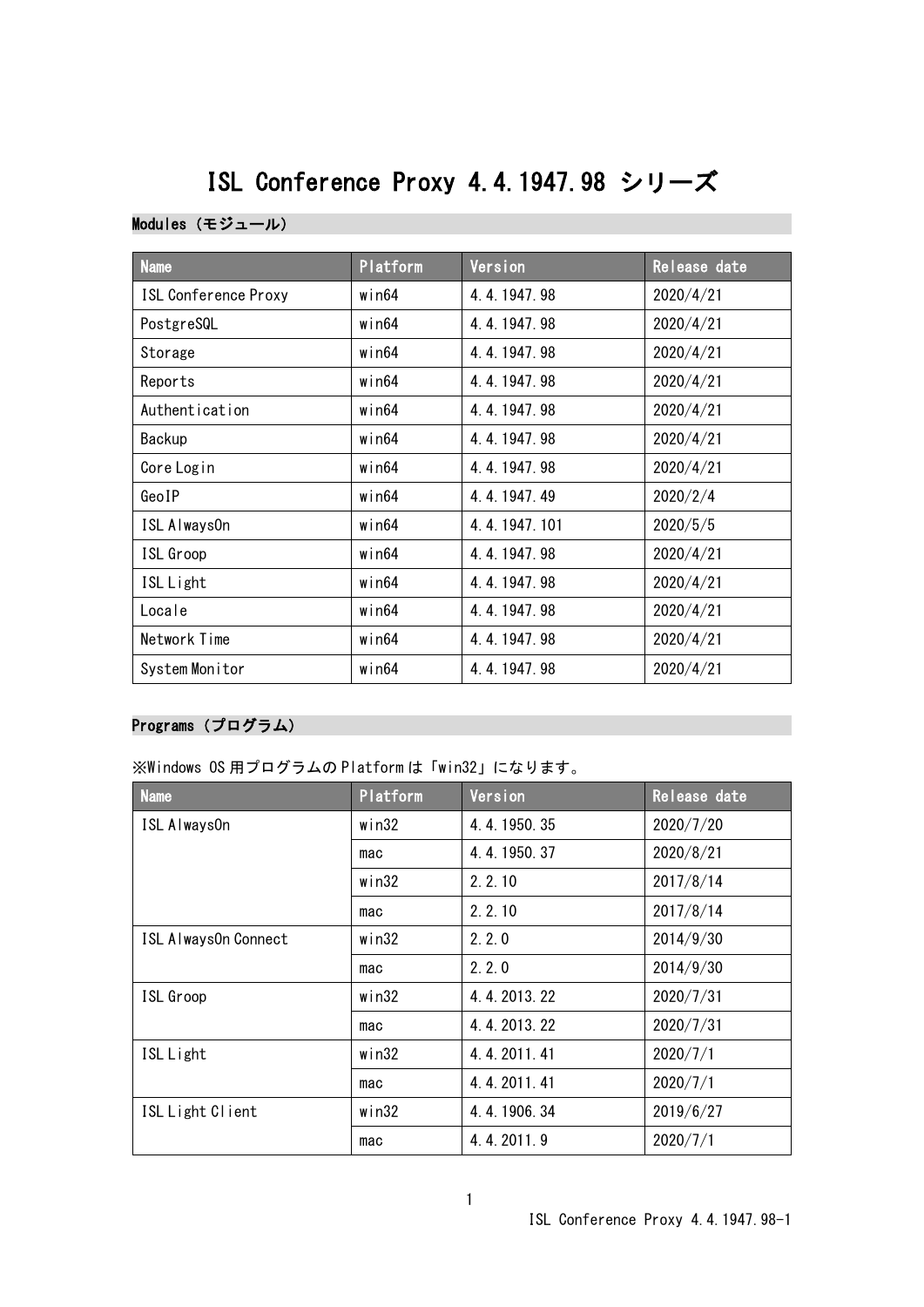# ISL Conference Proxy 4.4.1947.98 シリーズ

## Modules（モジュール）

| Name | Platform | Version | Release date |
|---|---|---|---|
| ISL Conference Proxy | win64 | 4.4.1947.98 | 2020/4/21 |
| PostgreSQL | win64 | 4.4.1947.98 | 2020/4/21 |
| Storage | win64 | 4.4.1947.98 | 2020/4/21 |
| Reports | win64 | 4.4.1947.98 | 2020/4/21 |
| Authentication | win64 | 4.4.1947.98 | 2020/4/21 |
| Backup | win64 | 4.4.1947.98 | 2020/4/21 |
| Core Login | win64 | 4.4.1947.98 | 2020/4/21 |
| GeoIP | win64 | 4.4.1947.49 | 2020/2/4 |
| ISL AlwaysOn | win64 | 4.4.1947.101 | 2020/5/5 |
| ISL Groop | win64 | 4.4.1947.98 | 2020/4/21 |
| ISL Light | win64 | 4.4.1947.98 | 2020/4/21 |
| Locale | win64 | 4.4.1947.98 | 2020/4/21 |
| Network Time | win64 | 4.4.1947.98 | 2020/4/21 |
| System Monitor | win64 | 4.4.1947.98 | 2020/4/21 |

## Programs（プログラム）

※Windows OS 用プログラムの Platform は「win32」になります。

| Name | Platform | Version | Release date |
|---|---|---|---|
| ISL AlwaysOn | win32 | 4.4.1950.35 | 2020/7/20 |
| | mac | 4.4.1950.37 | 2020/8/21 |
| | win32 | 2.2.10 | 2017/8/14 |
| | mac | 2.2.10 | 2017/8/14 |
| ISL AlwaysOn Connect | win32 | 2.2.0 | 2014/9/30 |
| | mac | 2.2.0 | 2014/9/30 |
| ISL Groop | win32 | 4.4.2013.22 | 2020/7/31 |
| | mac | 4.4.2013.22 | 2020/7/31 |
| ISL Light | win32 | 4.4.2011.41 | 2020/7/1 |
| | mac | 4.4.2011.41 | 2020/7/1 |
| ISL Light Client | win32 | 4.4.1906.34 | 2019/6/27 |
| | mac | 4.4.2011.9 | 2020/7/1 |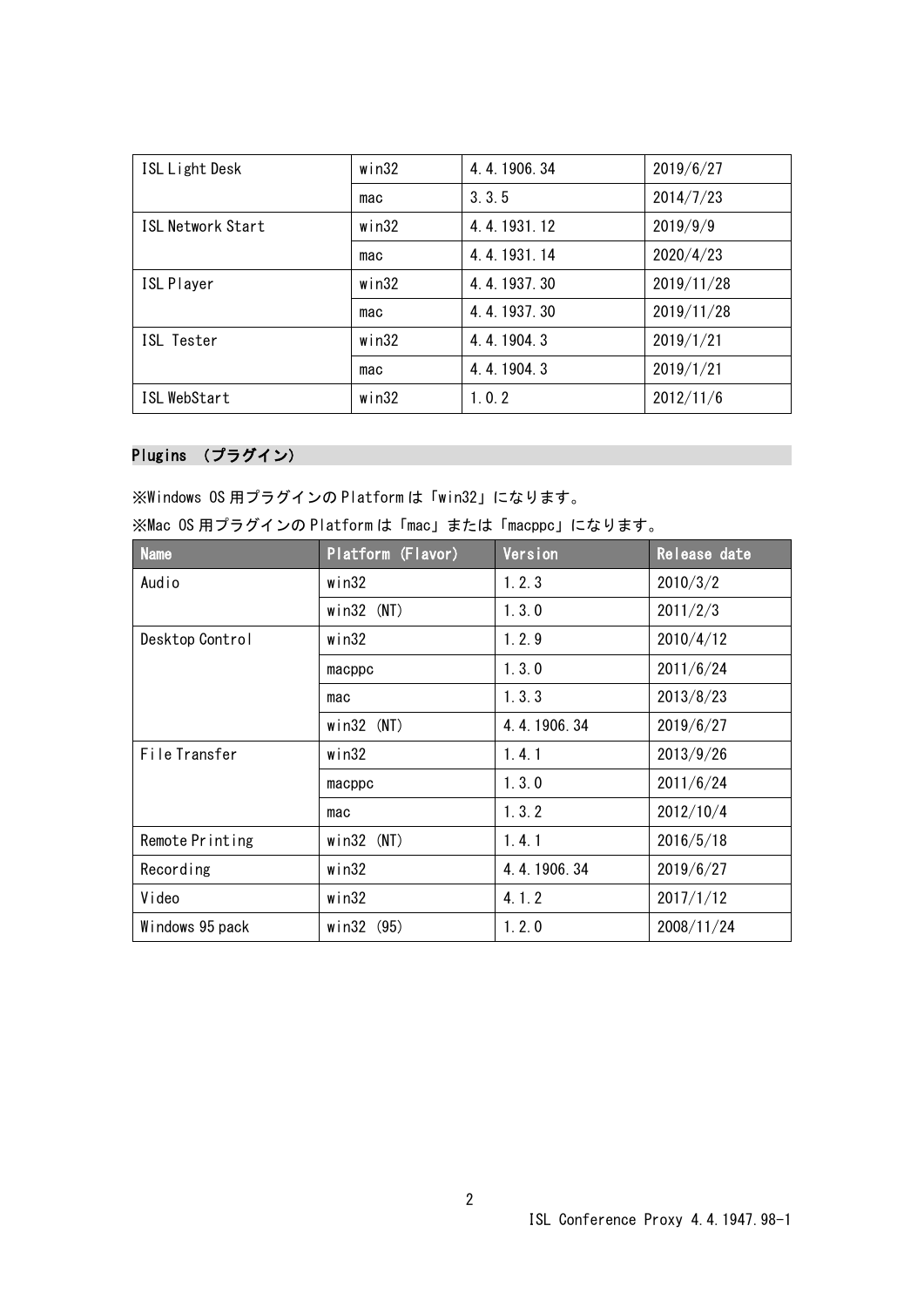| ISL Light Desk | win32 | 4.4.1906.34 | 2019/6/27 |
|---|---|---|---|
| | mac | 3.3.5 | 2014/7/23 |
| ISL Network Start | win32 | 4.4.1931.12 | 2019/9/9 |
| | mac | 4.4.1931.14 | 2020/4/23 |
| ISL Player | win32 | 4.4.1937.30 | 2019/11/28 |
| | mac | 4.4.1937.30 | 2019/11/28 |
| ISL Tester | win32 | 4.4.1904.3 | 2019/1/21 |
| | mac | 4.4.1904.3 | 2019/1/21 |
| ISL WebStart | win32 | 1.0.2 | 2012/11/6 |

## Plugins （プラグイン）

※Windows OS 用プラグインの Platform は「win32」になります。

※Mac OS 用プラグインの Platform は「mac」または「macppc」になります。

| Name | Platform (Flavor) | Version | Release date |
|---|---|---|---|
| Audio | win32 | 1.2.3 | 2010/3/2 |
| | win32 (NT) | 1.3.0 | 2011/2/3 |
| Desktop Control | win32 | 1.2.9 | 2010/4/12 |
| | macppc | 1.3.0 | 2011/6/24 |
| | mac | 1.3.3 | 2013/8/23 |
| | win32 (NT) | 4.4.1906.34 | 2019/6/27 |
| File Transfer | win32 | 1.4.1 | 2013/9/26 |
| | macppc | 1.3.0 | 2011/6/24 |
| | mac | 1.3.2 | 2012/10/4 |
| Remote Printing | win32 (NT) | 1.4.1 | 2016/5/18 |
| Recording | win32 | 4.4.1906.34 | 2019/6/27 |
| Video | win32 | 4.1.2 | 2017/1/12 |
| Windows 95 pack | win32 (95) | 1.2.0 | 2008/11/24 |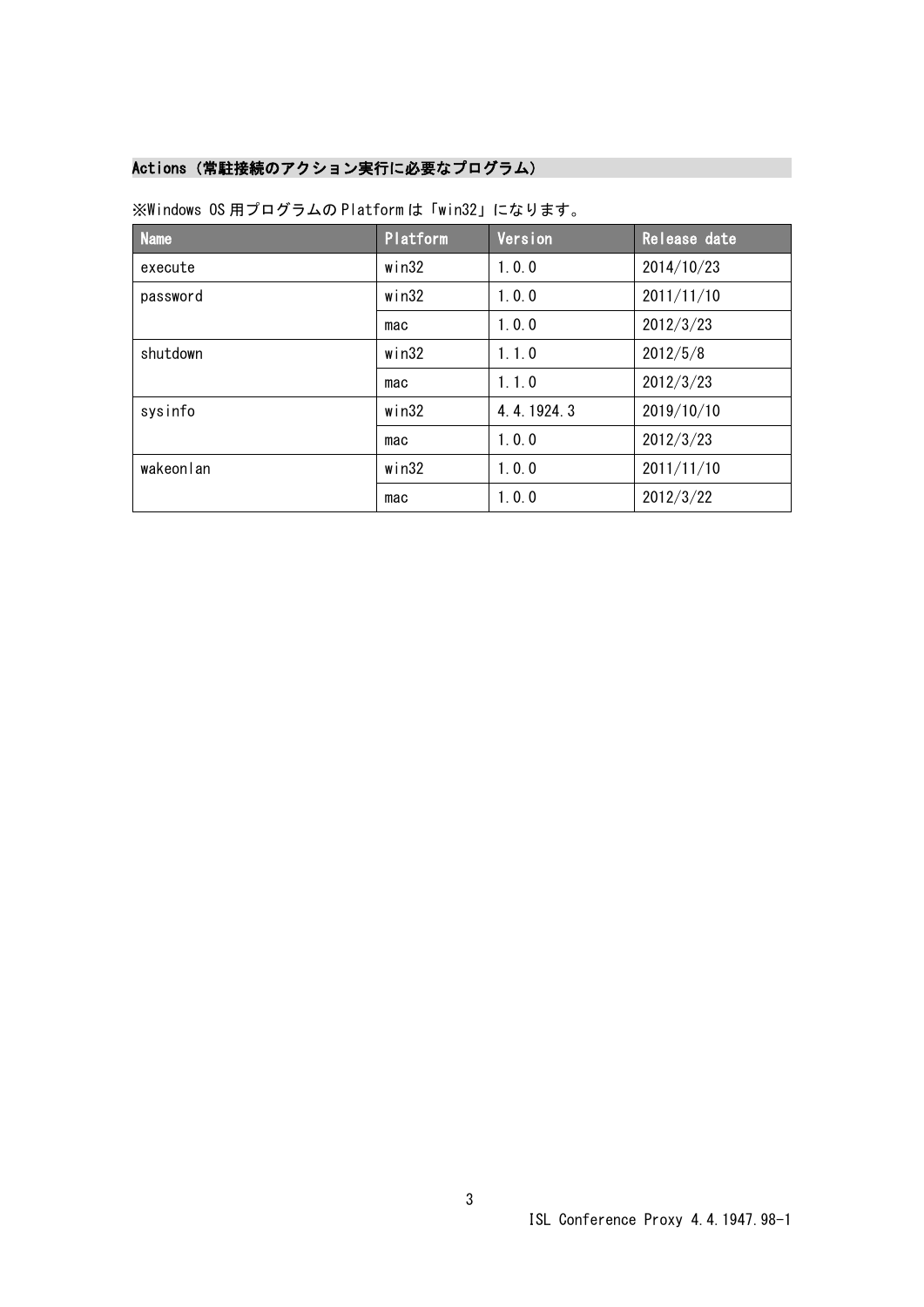## Actions（常駐接続のアクション実行に必要なプログラム）

※Windows OS 用プログラムの Platform は「win32」になります。

| Name | Platform | Version | Release date |
|---|---|---|---|
| execute | win32 | 1.0.0 | 2014/10/23 |
| password | win32 | 1.0.0 | 2011/11/10 |
| | mac | 1.0.0 | 2012/3/23 |
| shutdown | win32 | 1.1.0 | 2012/5/8 |
| | mac | 1.1.0 | 2012/3/23 |
| sysinfo | win32 | 4.4.1924.3 | 2019/10/10 |
| | mac | 1.0.0 | 2012/3/23 |
| wakeonlan | win32 | 1.0.0 | 2011/11/10 |
| | mac | 1.0.0 | 2012/3/22 |